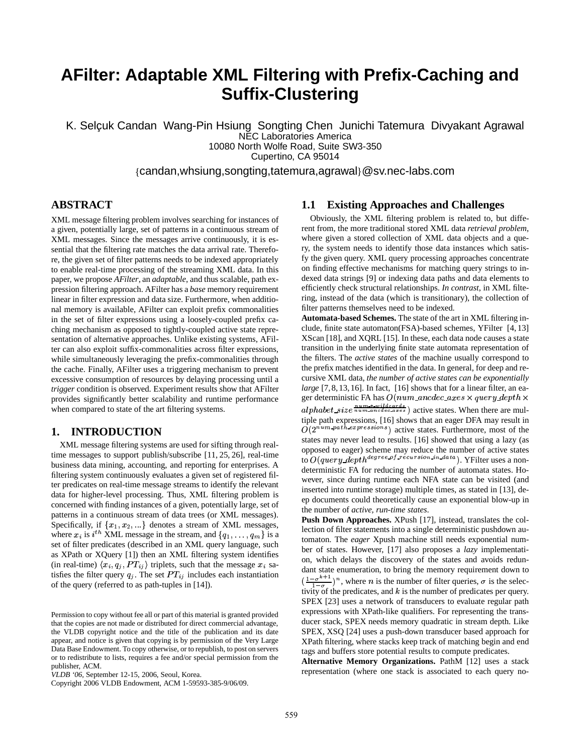# AFilter: Adaptable XML Filtering with Prefix-Caching and Suffix-Clustering

K. Selçuk Candan  Wang-Pin Hsiung  Songting Chen  Junichi Tatemura  Divyakant Agrawal
NEC Laboratories America
10080 North Wolfe Road, Suite SW3-350
Cupertino, CA 95014

{candan,whsiung,songting,tatemura,agrawal}@sv.nec-labs.com

## ABSTRACT

XML message filtering problem involves searching for instances of a given, potentially large, set of patterns in a continuous stream of XML messages. Since the messages arrive continuously, it is essential that the filtering rate matches the data arrival rate. Therefore, the given set of filter patterns needs to be indexed appropriately to enable real-time processing of the streaming XML data. In this paper, we propose *AFilter*, an *adaptable*, and thus scalable, path expression filtering approach. AFilter has a *base* memory requirement linear in filter expression and data size. Furthermore, when additional memory is available, AFilter can exploit prefix commonalities in the set of filter expressions using a loosely-coupled prefix caching mechanism as opposed to tightly-coupled active state representation of alternative approaches. Unlike existing systems, AFilter can also exploit suffix-commonalities across filter expressions, while simultaneously leveraging the prefix-commonalities through the cache. Finally, AFilter uses a triggering mechanism to prevent excessive consumption of resources by delaying processing until a *trigger* condition is observed. Experiment results show that AFilter provides significantly better scalability and runtime performance when compared to state of the art filtering systems.

## 1. INTRODUCTION

XML message filtering systems are used for sifting through real-time messages to support publish/subscribe [11, 25, 26], real-time business data mining, accounting, and reporting for enterprises. A filtering system continuously evaluates a given set of registered filter predicates on real-time message streams to identify the relevant data for higher-level processing. Thus, XML filtering problem is concerned with finding instances of a given, potentially large, set of patterns in a continuous stream of data trees (or XML messages). Specifically, if $\{x_1, x_2, ...\}$ denotes a stream of XML messages, where $x_i$ is $i^{th}$ XML message in the stream, and $\{q_1, \ldots, q_m\}$ is a set of filter predicates (described in an XML query language, such as XPath or XQuery [1]) then an XML filtering system identifies (in real-time) $\langle x_i, q_j, PT_{ij} \rangle$ triplets, such that the message $x_i$ satisfies the filter query $q_j$. The set $PT_{ij}$ includes each instantiation of the query (referred to as path-tuples in [14]).

Permission to copy without fee all or part of this material is granted provided that the copies are not made or distributed for direct commercial advantage, the VLDB copyright notice and the title of the publication and its date appear, and notice is given that copying is by permission of the Very Large Data Base Endowment. To copy otherwise, or to republish, to post on servers or to redistribute to lists, requires a fee and/or special permission from the publisher, ACM.
*VLDB '06*, September 12-15, 2006, Seoul, Korea.
Copyright 2006 VLDB Endowment, ACM 1-59593-385-9/06/09.

### 1.1 Existing Approaches and Challenges

Obviously, the XML filtering problem is related to, but different from, the more traditional stored XML data *retrieval problem*, where given a stored collection of XML data objects and a query, the system needs to identify those data instances which satisfy the given query. XML query processing approaches concentrate on finding effective mechanisms for matching query strings to indexed data strings [9] or indexing data paths and data elements to efficiently check structural relationships. *In contrast*, in XML filtering, instead of the data (which is transitionary), the collection of filter patterns themselves need to be indexed.

**Automata-based Schemes.** The state of the art in XML filtering include, finite state automaton(FSA)-based schemes, YFilter [4, 13] XScan [18], and XQRL [15]. In these, each data node causes a state transition in the underlying finite state automata representation of the filters. The *active states* of the machine usually correspond to the prefix matches identified in the data. In general, for deep and recursive XML data, *the number of active states can be exponentially large* [7, 8, 13, 16]. In fact, [16] shows that for a linear filter, an eager deterministic FA has $O(num\_ancdec\_axes \times query\_depth \times alphabet\_size^{\frac{num\_*\_wildcards}{num\_ancdec\_axes}})$ active states. When there are multiple path expressions, [16] shows that an eager DFA may result in $O(2^{num\_path\_expressions})$ active states. Furthermore, most of the states may never lead to results. [16] showed that using a lazy (as opposed to eager) scheme may reduce the number of active states to $O(query\_depth^{degree\_of\_recursion\_in\_data})$. YFilter uses a non-deterministic FA for reducing the number of automata states. However, since during runtime each NFA state can be visited (and inserted into runtime storage) multiple times, as stated in [13], deep documents could theoretically cause an exponential blow-up in the number of *active, run-time states*.

**Push Down Approaches.** XPush [17], instead, translates the collection of filter statements into a single deterministic pushdown automaton. The *eager* Xpush machine still needs exponential number of states. However, [17] also proposes a *lazy* implementation, which delays the discovery of the states and avoids redundant state enumeration, to bring the memory requirement down to $(\frac{1-\sigma^{k+1}}{1-\sigma})^n$, where $n$ is the number of filter queries, $\sigma$ is the selectivity of the predicates, and $k$ is the number of predicates per query. SPEX [23] uses a network of transducers to evaluate regular path expressions with XPath-like qualifiers. For representing the transducer stack, SPEX needs memory quadratic in stream depth. Like SPEX, XSQ [24] uses a push-down transducer based approach for XPath filtering, where stacks keep track of matching begin and end tags and buffers store potential results to compute predicates.

**Alternative Memory Organizations.** PathM [12] uses a stack representation (where one stack is associated to each query no-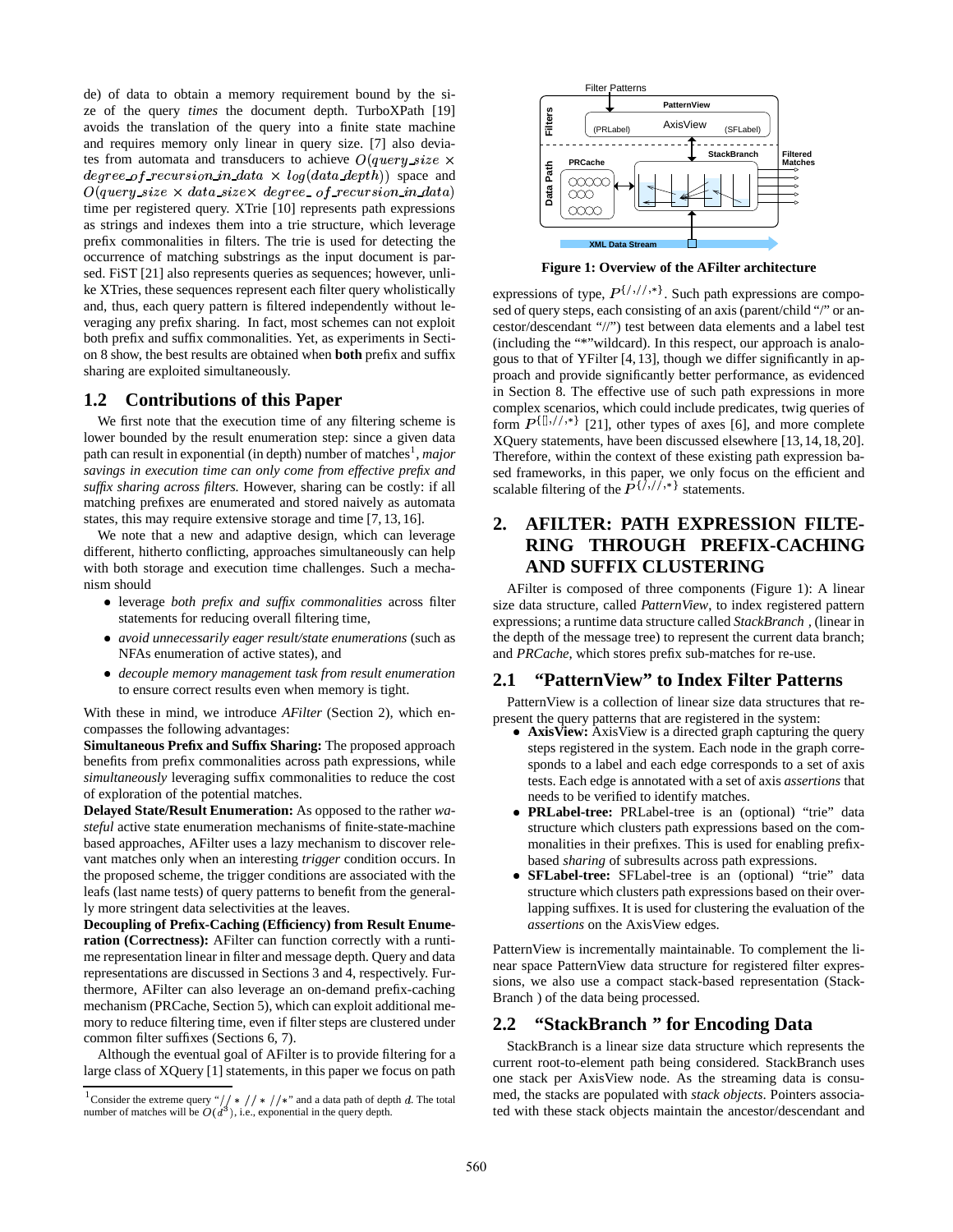de) of data to obtain a memory requirement bound by the size of the query *times* the document depth. TurboXPath [19] avoids the translation of the query into a finite state machine and requires memory only linear in query size. [7] also deviates from automata and transducers to achieve $O(query\_size \times degree\_of\_recursion\_in\_data \times log(data\_depth))$ space and $O(query\_size \times data\_size \times degree\_of\_recursion\_in\_data)$ time per registered query. XTrie [10] represents path expressions as strings and indexes them into a trie structure, which leverage prefix commonalities in filters. The trie is used for detecting the occurrence of matching substrings as the input document is parsed. FiST [21] also represents queries as sequences; however, unlike XTries, these sequences represent each filter query wholistically and, thus, each query pattern is filtered independently without leveraging any prefix sharing. In fact, most schemes can not exploit both prefix and suffix commonalities. Yet, as experiments in Section 8 show, the best results are obtained when **both** prefix and suffix sharing are exploited simultaneously.

## 1.2 Contributions of this Paper

We first note that the execution time of any filtering scheme is lower bounded by the result enumeration step: since a given data path can result in exponential (in depth) number of matches[1], *major savings in execution time can only come from effective prefix and suffix sharing across filters.* However, sharing can be costly: if all matching prefixes are enumerated and stored naively as automata states, this may require extensive storage and time [7, 13, 16].

We note that a new and adaptive design, which can leverage different, hitherto conflicting, approaches simultaneously can help with both storage and execution time challenges. Such a mechanism should

- leverage *both prefix and suffix commonalities* across filter statements for reducing overall filtering time,
- *avoid unnecessarily eager result/state enumerations* (such as NFAs enumeration of active states), and
- *decouple memory management task from result enumeration* to ensure correct results even when memory is tight.

With these in mind, we introduce *AFilter* (Section 2), which encompasses the following advantages:

**Simultaneous Prefix and Suffix Sharing:** The proposed approach benefits from prefix commonalities across path expressions, while *simultaneously* leveraging suffix commonalities to reduce the cost of exploration of the potential matches.

**Delayed State/Result Enumeration:** As opposed to the rather *wasteful* active state enumeration mechanisms of finite-state-machine based approaches, AFilter uses a lazy mechanism to discover relevant matches only when an interesting *trigger* condition occurs. In the proposed scheme, the trigger conditions are associated with the leafs (last name tests) of query patterns to benefit from the generally more stringent data selectivities at the leaves.

**Decoupling of Prefix-Caching (Efficiency) from Result Enumeration (Correctness):** AFilter can function correctly with a runtime representation linear in filter and message depth. Query and data representations are discussed in Sections 3 and 4, respectively. Furthermore, AFilter can also leverage an on-demand prefix-caching mechanism (PRCache, Section 5), which can exploit additional memory to reduce filtering time, even if filter steps are clustered under common filter suffixes (Sections 6, 7).

Although the eventual goal of AFilter is to provide filtering for a large class of XQuery [1] statements, in this paper we focus on path expressions of type, $P^{\{/,//,*\}}$. Such path expressions are composed of query steps, each consisting of an axis (parent/child "/" or ancestor/descendant "//") test between data elements and a label test (including the "*"wildcard). In this respect, our approach is analogous to that of YFilter [4, 13], though we differ significantly in approach and provide significantly better performance, as evidenced in Section 8. The effective use of such path expressions in more complex scenarios, which could include predicates, twig queries of form $P^{\{[],//,*\}}$ [21], other types of axes [6], and more complete XQuery statements, have been discussed elsewhere [13, 14, 18, 20]. Therefore, within the context of these existing path expression based frameworks, in this paper, we only focus on the efficient and scalable filtering of the $P^{\{/,//,*\}}$ statements.

[1] Consider the extreme query "$//*//*//*$" and a data path of depth $d$. The total number of matches will be $O(d^3)$, i.e., exponential in the query depth.

**Figure 1: Overview of the AFilter architecture**

# 2. AFILTER: PATH EXPRESSION FILTERING THROUGH PREFIX-CACHING AND SUFFIX CLUSTERING

AFilter is composed of three components (Figure 1): A linear size data structure, called *PatternView*, to index registered pattern expressions; a runtime data structure called *StackBranch* , (linear in the depth of the message tree) to represent the current data branch; and *PRCache*, which stores prefix sub-matches for re-use.

## 2.1 "PatternView" to Index Filter Patterns

PatternView is a collection of linear size data structures that represent the query patterns that are registered in the system:

- **AxisView:** AxisView is a directed graph capturing the query steps registered in the system. Each node in the graph corresponds to a label and each edge corresponds to a set of axis tests. Each edge is annotated with a set of axis *assertions* that needs to be verified to identify matches.
- **PRLabel-tree:** PRLabel-tree is an (optional) "trie" data structure which clusters path expressions based on the commonalities in their prefixes. This is used for enabling prefix-based *sharing* of subresults across path expressions.
- **SFLabel-tree:** SFLabel-tree is an (optional) "trie" data structure which clusters path expressions based on their overlapping suffixes. It is used for clustering the evaluation of the *assertions* on the AxisView edges.

PatternView is incrementally maintainable. To complement the linear space PatternView data structure for registered filter expressions, we also use a compact stack-based representation (StackBranch ) of the data being processed.

## 2.2 "StackBranch " for Encoding Data

StackBranch is a linear size data structure which represents the current root-to-element path being considered. StackBranch uses one stack per AxisView node. As the streaming data is consumed, the stacks are populated with *stack objects*. Pointers associated with these stack objects maintain the ancestor/descendant and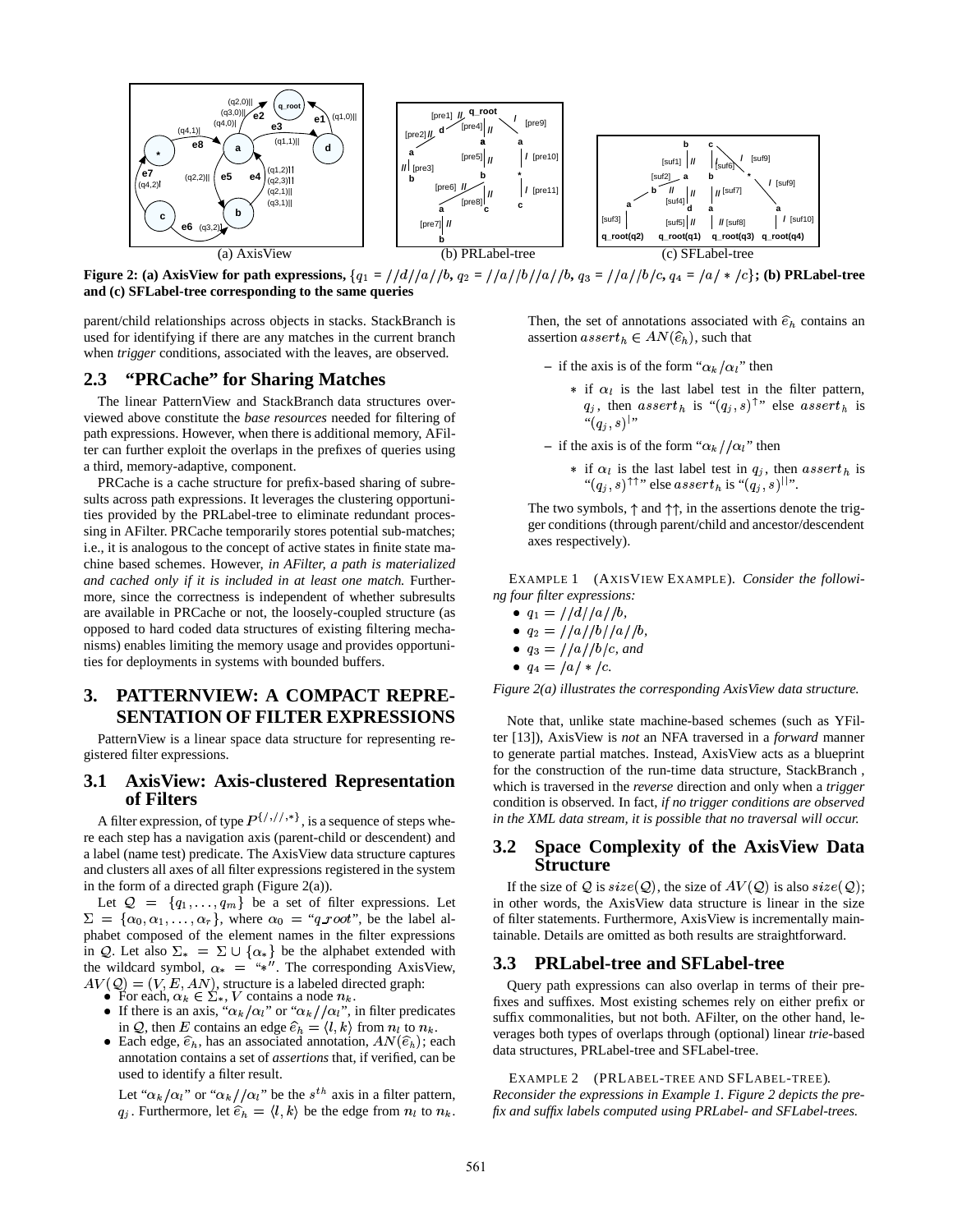**Figure 2: (a) AxisView for path expressions, $\{q_1 = //d//a//b,\ q_2 = //a//b//a//b,\ q_3 = //a//b/c,\ q_4 = /a/*/c\}$; (b) PRLabel-tree and (c) SFLabel-tree corresponding to the same queries**

parent/child relationships across objects in stacks. StackBranch is used for identifying if there are any matches in the current branch when *trigger* conditions, associated with the leaves, are observed.

## 2.3 "PRCache" for Sharing Matches

The linear PatternView and StackBranch data structures overviewed above constitute the *base resources* needed for filtering of path expressions. However, when there is additional memory, AFilter can further exploit the overlaps in the prefixes of queries using a third, memory-adaptive, component.

PRCache is a cache structure for prefix-based sharing of subresults across path expressions. It leverages the clustering opportunities provided by the PRLabel-tree to eliminate redundant processing in AFilter. PRCache temporarily stores potential sub-matches; i.e., it is analogous to the concept of active states in finite state machine based schemes. However, *in AFilter, a path is materialized and cached only if it is included in at least one match.* Furthermore, since the correctness is independent of whether subresults are available in PRCache or not, the loosely-coupled structure (as opposed to hard coded data structures of existing filtering mechanisms) enables limiting the memory usage and provides opportunities for deployments in systems with bounded buffers.

# 3. PATTERNVIEW: A COMPACT REPRESENTATION OF FILTER EXPRESSIONS

PatternView is a linear space data structure for representing registered filter expressions.

## 3.1 AxisView: Axis-clustered Representation of Filters

A filter expression, of type $P^{\{/,//,*\}}$, is a sequence of steps where each step has a navigation axis (parent-child or descendent) and a label (name test) predicate. The AxisView data structure captures and clusters all axes of all filter expressions registered in the system in the form of a directed graph (Figure 2(a)).

Let $\mathcal{Q} = \{q_1, \ldots, q_m\}$ be a set of filter expressions. Let $\Sigma = \{\alpha_0, \alpha_1, \ldots, \alpha_r\}$, where $\alpha_0$ = "$q\_root$", be the label alphabet composed of the element names in the filter expressions in $\mathcal{Q}$. Let also $\Sigma_* = \Sigma \cup \{\alpha_*\}$ be the alphabet extended with the wildcard symbol, $\alpha_* = $ "$*$". The corresponding AxisView, $AV(\mathcal{Q}) = (V, E, AN)$, structure is a labeled directed graph:

- For each, $\alpha_k \in \Sigma_*$, $V$ contains a node $n_k$.
- If there is an axis, "$\alpha_k/\alpha_l$" or "$\alpha_k//\alpha_l$", in filter predicates in $\mathcal{Q}$, then $E$ contains an edge $\widehat{e}_h = \langle l, k\rangle$ from $n_l$ to $n_k$.
- Each edge, $\widehat{e}_h$, has an associated annotation, $AN(\widehat{e}_h)$; each annotation contains a set of *assertions* that, if verified, can be used to identify a filter result.

  Let "$\alpha_k/\alpha_l$" or "$\alpha_k//\alpha_l$" be the $s^{th}$ axis in a filter pattern, $q_j$. Furthermore, let $\widehat{e}_h = \langle l, k\rangle$ be the edge from $n_l$ to $n_k$. Then, the set of annotations associated with $\widehat{e}_h$ contains an assertion $assert_h \in AN(\widehat{e}_h)$, such that

  - if the axis is of the form "$\alpha_k/\alpha_l$" then
    - if $\alpha_l$ is the last label test in the filter pattern, $q_j$, then $assert_h$ is "$(q_j, s)^{\uparrow}$" else $assert_h$ is "$(q_j, s)^{|}$"
  - if the axis is of the form "$\alpha_k//\alpha_l$" then
    - if $\alpha_l$ is the last label test in $q_j$, then $assert_h$ is "$(q_j, s)^{\uparrow\uparrow}$" else $assert_h$ is "$(q_j, s)^{||}$".

  The two symbols, $\uparrow$ and $\uparrow\uparrow$, in the assertions denote the trigger conditions (through parent/child and ancestor/descendent axes respectively).

EXAMPLE 1 (AXISVIEW EXAMPLE). *Consider the following four filter expressions:*

- $q_1 = //d//a//b$,
- $q_2 = //a//b//a//b$,
- $q_3 = //a//b/c$, *and*
- $q_4 = /a/*/c$.

*Figure 2(a) illustrates the corresponding AxisView data structure.*

Note that, unlike state machine-based schemes (such as YFilter [13]), AxisView is *not* an NFA traversed in a *forward* manner to generate partial matches. Instead, AxisView acts as a blueprint for the construction of the run-time data structure, StackBranch , which is traversed in the *reverse* direction and only when a *trigger* condition is observed. In fact, *if no trigger conditions are observed in the XML data stream, it is possible that no traversal will occur.*

## 3.2 Space Complexity of the AxisView Data Structure

If the size of $\mathcal{Q}$ is $size(\mathcal{Q})$, the size of $AV(\mathcal{Q})$ is also $size(\mathcal{Q})$; in other words, the AxisView data structure is linear in the size of filter statements. Furthermore, AxisView is incrementally maintainable. Details are omitted as both results are straightforward.

## 3.3 PRLabel-tree and SFLabel-tree

Query path expressions can also overlap in terms of their prefixes and suffixes. Most existing schemes rely on either prefix or suffix commonalities, but not both. AFilter, on the other hand, leverages both types of overlaps through (optional) linear *trie*-based data structures, PRLabel-tree and SFLabel-tree.

EXAMPLE 2 (PRLABEL-TREE AND SFLABEL-TREE). *Reconsider the expressions in Example 1. Figure 2 depicts the prefix and suffix labels computed using PRLabel- and SFLabel-trees.*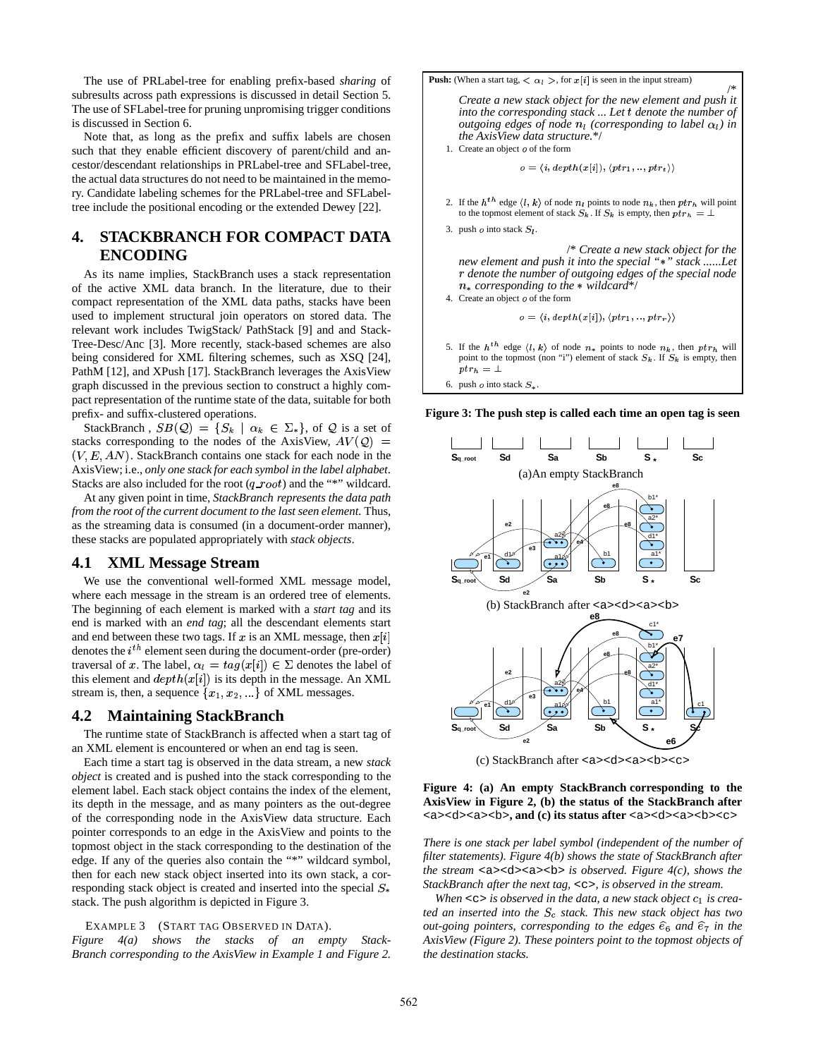The use of PRLabel-tree for enabling prefix-based *sharing* of subresults across path expressions is discussed in detail Section 5. The use of SFLabel-tree for pruning unpromising trigger conditions is discussed in Section 6.

Note that, as long as the prefix and suffix labels are chosen such that they enable efficient discovery of parent/child and ancestor/descendant relationships in PRLabel-tree and SFLabel-tree, the actual data structures do not need to be maintained in the memory. Candidate labeling schemes for the PRLabel-tree and SFLabel-tree include the positional encoding or the extended Dewey [22].

# 4. STACKBRANCH FOR COMPACT DATA ENCODING

As its name implies, StackBranch uses a stack representation of the active XML data branch. In the literature, due to their compact representation of the XML data paths, stacks have been used to implement structural join operators on stored data. The relevant work includes TwigStack/ PathStack [9] and and Stack-Tree-Desc/Anc [3]. More recently, stack-based schemes are also being considered for XML filtering schemes, such as XSQ [24], PathM [12], and XPush [17]. StackBranch leverages the AxisView graph discussed in the previous section to construct a highly compact representation of the runtime state of the data, suitable for both prefix- and suffix-clustered operations.

StackBranch , $SB(\mathcal{Q}) = \{S_k \mid \alpha_k \in \Sigma_*\}$, of $\mathcal{Q}$ is a set of stacks corresponding to the nodes of the AxisView, $AV(\mathcal{Q}) = (V, E, AN)$. StackBranch contains one stack for each node in the AxisView; i.e., *only one stack for each symbol in the label alphabet*. Stacks are also included for the root ($q\_root$) and the "*" wildcard.

At any given point in time, *StackBranch represents the data path from the root of the current document to the last seen element.* Thus, as the streaming data is consumed (in a document-order manner), these stacks are populated appropriately with *stack objects*.

## 4.1 XML Message Stream

We use the conventional well-formed XML message model, where each message in the stream is an ordered tree of elements. The beginning of each element is marked with a *start tag* and its end is marked with an *end tag*; all the descendant elements start and end between these two tags. If $x$ is an XML message, then $x[i]$ denotes the $i^{th}$ element seen during the document-order (pre-order) traversal of $x$. The label, $\alpha_l = tag(x[i]) \in \Sigma$ denotes the label of this element and $depth(x[i])$ is its depth in the message. An XML stream is, then, a sequence $\{x_1, x_2, ...\}$ of XML messages.

## 4.2 Maintaining StackBranch

The runtime state of StackBranch is affected when a start tag of an XML element is encountered or when an end tag is seen.

Each time a start tag is observed in the data stream, a new *stack object* is created and is pushed into the stack corresponding to the element label. Each stack object contains the index of the element, its depth in the message, and as many pointers as the out-degree of the corresponding node in the AxisView data structure. Each pointer corresponds to an edge in the AxisView and points to the topmost object in the stack corresponding to the destination of the edge. If any of the queries also contain the "*" wildcard symbol, then for each new stack object inserted into its own stack, a corresponding stack object is created and inserted into the special $S_*$ stack. The push algorithm is depicted in Figure 3.

EXAMPLE 3 (START TAG OBSERVED IN DATA). *Figure 4(a) shows the stacks of an empty StackBranch corresponding to the AxisView in Example 1 and Figure 2. There is one stack per label symbol (independent of the number of filter statements). Figure 4(b) shows the state of StackBranch after the stream `<a><d><a><b>` is observed. Figure 4(c), shows the StackBranch after the next tag, `<c>`, is observed in the stream.*

*When `<c>` is observed in the data, a new stack object $c_1$ is created and inserted into the $S_c$ stack. This new stack object has two out-going pointers, corresponding to the edges $\hat{e}_6$ and $\hat{e}_7$ in the AxisView (Figure 2). These pointers point to the topmost objects of the destination stacks.*

**Push:** (When a start tag, $< \alpha_l >$, for $x[i]$ is seen in the input stream)

/* *Create a new stack object for the new element and push it into the corresponding stack ... Let $t$ denote the number of outgoing edges of node $n_l$ (corresponding to label $\alpha_l$) in the AxisView data structure.*/

1. Create an object $o$ of the form
$$o = \langle i, depth(x[i]), \langle ptr_1, .., ptr_t \rangle \rangle$$
2. If the $h^{th}$ edge $\langle l, k \rangle$ of node $n_l$ points to node $n_k$, then $ptr_h$ will point to the topmost element of stack $S_k$. If $S_k$ is empty, then $ptr_h = \perp$
3. push $o$ into stack $S_l$.

/* *Create a new stack object for the new element and push it into the special "*" stack ......Let $r$ denote the number of outgoing edges of the special node $n_*$ corresponding to the * wildcard*/

4. Create an object $o$ of the form
$$o = \langle i, depth(x[i]), \langle ptr_1, .., ptr_r \rangle \rangle$$
5. If the $h^{th}$ edge $\langle l, k \rangle$ of node $n_*$ points to node $n_k$, then $ptr_h$ will point to the topmost (non "i") element of stack $S_k$. If $S_k$ is empty, then $ptr_h = \perp$
6. push $o$ into stack $S_*$.

**Figure 3: The push step is called each time an open tag is seen**

(a)An empty StackBranch

(b) StackBranch after `<a><d><a><b>`

(c) StackBranch after `<a><d><a><b><c>`

**Figure 4: (a) An empty StackBranch corresponding to the AxisView in Figure 2, (b) the status of the StackBranch after `<a><d><a><b>`, and (c) its status after `<a><d><a><b><c>`**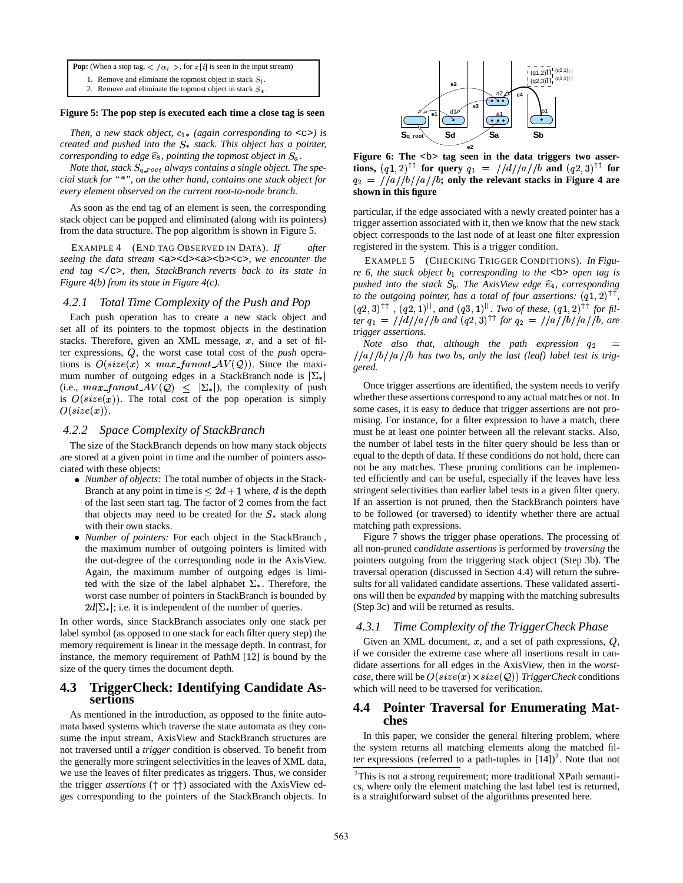**Pop:** (When a stop tag, $</\alpha_l>$, for $x[i]$ is seen in the input stream)

1. Remove and eliminate the topmost object in stack $S_l$.
2. Remove and eliminate the topmost object in stack $S_*$.

**Figure 5: The pop step is executed each time a close tag is seen**

*Then, a new stack object, $c_{1*}$ (again corresponding to <c>) is created and pushed into the $S_*$ stack. This object has a pointer, corresponding to edge $\widehat{e}_8$, pointing the topmost object in $S_a$.*

*Note that, stack $S_{q\_root}$ always contains a single object. The special stack for "*", on the other hand, contains one stack object for every element observed on the current root-to-node branch.*

As soon as the end tag of an element is seen, the corresponding stack object can be popped and eliminated (along with its pointers) from the data structure. The pop algorithm is shown in Figure 5.

EXAMPLE 4 (END TAG OBSERVED IN DATA). *If after seeing the data stream <a><d><a><b><c>, we encounter the end tag </c>, then, StackBranch reverts back to its state in Figure 4(b) from its state in Figure 4(c).*

### 4.2.1 Total Time Complexity of the Push and Pop

Each push operation has to create a new stack object and set all of its pointers to the topmost objects in the destination stacks. Therefore, given an XML message, $x$, and a set of filter expressions, $Q$, the worst case total cost of the *push* operations is $O(size(x) \times max\_fanout\_AV(\mathcal{Q}))$. Since the maximum number of outgoing edges in a StackBranch node is $|\Sigma_*|$ (i.e., $max\_fanout\_AV(\mathcal{Q}) \leq |\Sigma_*|$), the complexity of push is $O(size(x))$. The total cost of the pop operation is simply $O(size(x))$.

### 4.2.2 Space Complexity of StackBranch

The size of the StackBranch depends on how many stack objects are stored at a given point in time and the number of pointers associated with these objects:

- *Number of objects:* The total number of objects in the StackBranch at any point in time is $\leq 2d+1$ where, $d$ is the depth of the last seen start tag. The factor of 2 comes from the fact that objects may need to be created for the $S_*$ stack along with their own stacks.
- *Number of pointers:* For each object in the StackBranch , the maximum number of outgoing pointers is limited with the out-degree of the corresponding node in the AxisView. Again, the maximum number of outgoing edges is limited with the size of the label alphabet $\Sigma_*$. Therefore, the worst case number of pointers in StackBranch is bounded by $2d|\Sigma_*|$; i.e. it is independent of the number of queries.

In other words, since StackBranch associates only one stack per label symbol (as opposed to one stack for each filter query step) the memory requirement is linear in the message depth. In contrast, for instance, the memory requirement of PathM [12] is bound by the size of the query times the document depth.

## 4.3 TriggerCheck: Identifying Candidate Assertions

As mentioned in the introduction, as opposed to the finite automata based systems which traverse the state automata as they consume the input stream, AxisView and StackBranch structures are not traversed until a *trigger* condition is observed. To benefit from the generally more stringent selectivities in the leaves of XML data, we use the leaves of filter predicates as triggers. Thus, we consider the trigger *assertions* ($\uparrow$ or $\uparrow\uparrow$) associated with the AxisView edges corresponding to the pointers of the StackBranch objects. In particular, if the edge associated with a newly created pointer has a trigger assertion associated with it, then we know that the new stack object corresponds to the last node of at least one filter expression registered in the system. This is a trigger condition.

**Figure 6: The <b> tag seen in the data triggers two assertions, $(q1,2)^{\uparrow\uparrow}$ for query $q_1 = //d//a//b$ and $(q2,3)^{\uparrow\uparrow}$ for $q_2 = //a//b//a//b$; only the relevant stacks in Figure 4 are shown in this figure**

EXAMPLE 5 (CHECKING TRIGGER CONDITIONS). *In Figure 6, the stack object $b_1$ corresponding to the <b> open tag is pushed into the stack $S_b$. The AxisView edge $\widehat{e}_4$, corresponding to the outgoing pointer, has a total of four assertions: $(q1,2)^{\uparrow\uparrow}$, $(q2,3)^{\uparrow\uparrow}$, $(q2,1)^{||}$, and $(q3,1)^{||}$. Two of these, $(q1,2)^{\uparrow\uparrow}$ for filter $q_1 = //d//a//b$ and $(q2,3)^{\uparrow\uparrow}$ for $q_2 = //a//b//a//b$, are trigger assertions.*

*Note also that, although the path expression $q_2 = //a//b//a//b$ has two bs, only the last (leaf) label test is triggered.*

Once trigger assertions are identified, the system needs to verify whether these assertions correspond to any actual matches or not. In some cases, it is easy to deduce that trigger assertions are not promising. For instance, for a filter expression to have a match, there must be at least one pointer between all the relevant stacks. Also, the number of label tests in the filter query should be less than or equal to the depth of data. If these conditions do not hold, there can not be any matches. These pruning conditions can be implemented efficiently and can be useful, especially if the leaves have less stringent selectivities than earlier label tests in a given filter query. If an assertion is not pruned, then the StackBranch pointers have to be followed (or traversed) to identify whether there are actual matching path expressions.

Figure 7 shows the trigger phase operations. The processing of all non-pruned *candidate assertions* is performed by *traversing* the pointers outgoing from the triggering stack object (Step 3b). The traversal operation (discussed in Section 4.4) will return the subresults for all validated candidate assertions. These validated assertions will then be *expanded* by mapping with the matching subresults (Step 3c) and will be returned as results.

### 4.3.1 Time Complexity of the TriggerCheck Phase

Given an XML document, $x$, and a set of path expressions, $Q$, if we consider the extreme case where all insertions result in candidate assertions for all edges in the AxisView, then in the *worst-case*, there will be $O(size(x) \times size(\mathcal{Q}))$ *TriggerCheck* conditions which will need to be traversed for verification.

## 4.4 Pointer Traversal for Enumerating Matches

In this paper, we consider the general filtering problem, where the system returns all matching elements along the matched filter expressions (referred to a path-tuples in [14])[2]. Note that not

[2]This is not a strong requirement; more traditional XPath semantics, where only the element matching the last label test is returned, is a straightforward subset of the algorithms presented here.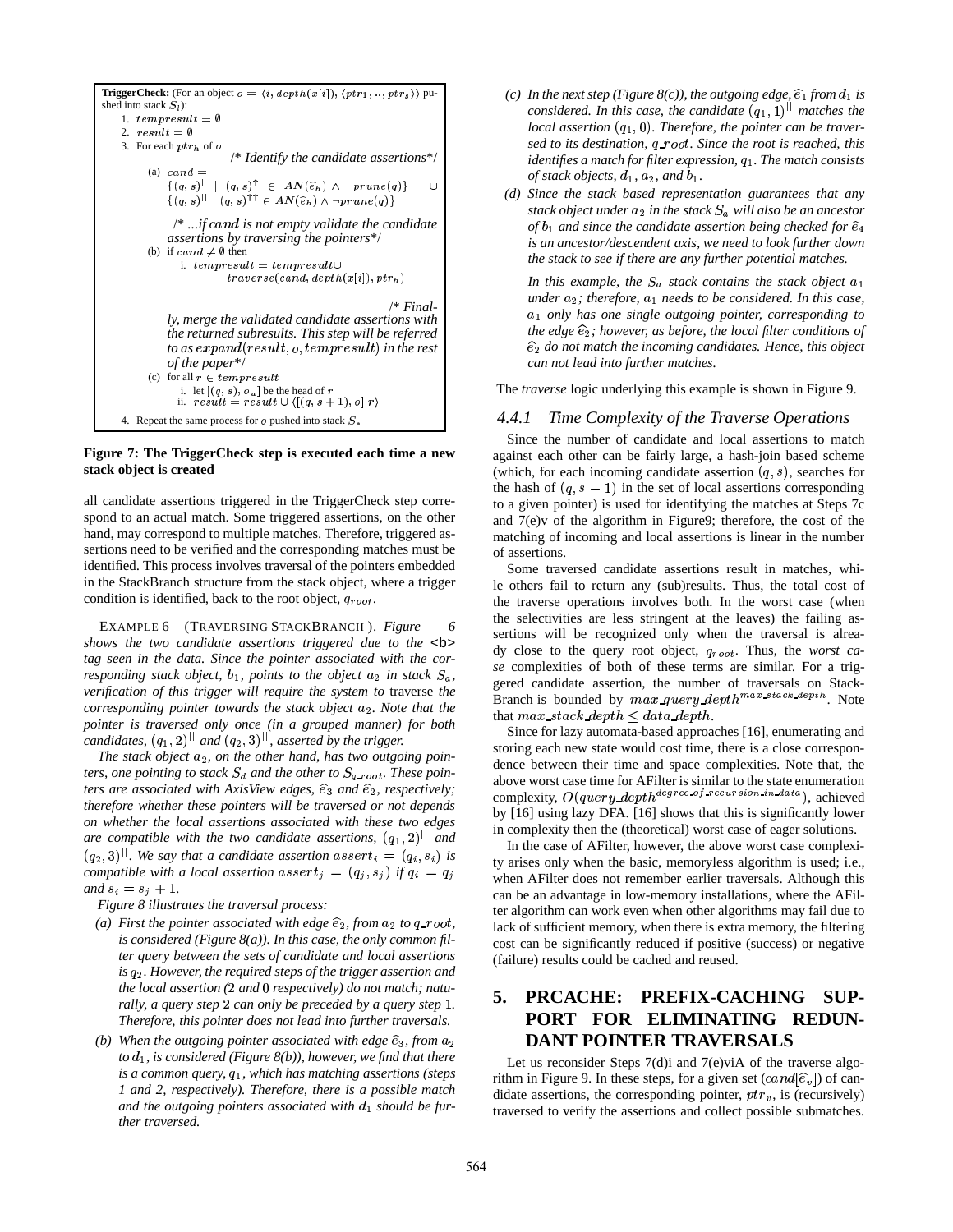**TriggerCheck:** (For an object $o = \langle i, depth(x[i]), \langle ptr_1, .., ptr_s\rangle\rangle$ pushed into stack $S_l$):

1. $tempresult = \emptyset$
2. $result = \emptyset$
3. For each $ptr_h$ of $o$

   /* *Identify the candidate assertions*/

   (a) $cand = \{(q,s)^{|} \mid (q,s)^{\uparrow} \in AN(\widehat{e}_h) \wedge \neg prune(q)\} \cup \{(q,s)^{||} \mid (q,s)^{\uparrow\uparrow} \in AN(\widehat{e}_h) \wedge \neg prune(q)\}$

   /* *...if $cand$ is not empty validate the candidate assertions by traversing the pointers*/

   (b) if $cand \neq \emptyset$ then
      i. $tempresult = tempresult \cup traverse(cand, depth(x[i]), ptr_h)$

   /* *Finally, merge the validated candidate assertions with the returned subresults. This step will be referred to as $expand(result, o, tempresult)$ in the rest of the paper*/

   (c) for all $r \in tempresult$
      i. let $[(q,s), o_u]$ be the head of $r$
      ii. $result = result \cup \langle [(q, s+1), o] | r\rangle$
4. Repeat the same process for $o$ pushed into stack $S_*$

**Figure 7: The TriggerCheck step is executed each time a new stack object is created**

all candidate assertions triggered in the TriggerCheck step correspond to an actual match. Some triggered assertions, on the other hand, may correspond to multiple matches. Therefore, triggered assertions need to be verified and the corresponding matches must be identified. This process involves traversal of the pointers embedded in the StackBranch structure from the stack object, where a trigger condition is identified, back to the root object, $q_{root}$.

EXAMPLE 6 (TRAVERSING STACKBRANCH). *Figure 6 shows the two candidate assertions triggered due to the* `<b>` *tag seen in the data. Since the pointer associated with the corresponding stack object, $b_1$, points to the object $a_2$ in stack $S_a$, verification of this trigger will require the system to* traverse *the corresponding pointer towards the stack object $a_2$. Note that the pointer is traversed only once (in a grouped manner) for both candidates, $(q_1, 2)^{||}$ and $(q_2, 3)^{||}$, asserted by the trigger.*

*The stack object $a_2$, on the other hand, has two outgoing pointers, one pointing to stack $S_d$ and the other to $S_{q\_root}$. These pointers are associated with AxisView edges, $\widehat{e}_3$ and $\widehat{e}_2$, respectively; therefore whether these pointers will be traversed or not depends on whether the local assertions associated with these two edges are compatible with the two candidate assertions, $(q_1, 2)^{||}$ and $(q_2, 3)^{||}$. We say that a candidate assertion $assert_i = (q_i, s_i)$ is compatible with a local assertion $assert_j = (q_j, s_j)$ if $q_i = q_j$ and $s_i = s_j + 1$.*

*Figure 8 illustrates the traversal process:*

*(a) First the pointer associated with edge $\widehat{e}_2$, from $a_2$ to $q\_root$, is considered (Figure 8(a)). In this case, the only common filter query between the sets of candidate and local assertions is $q_2$. However, the required steps of the trigger assertion and the local assertion (2 and 0 respectively) do not match; naturally, a query step 2 can only be preceded by a query step 1. Therefore, this pointer does not lead into further traversals.*

*(b) When the outgoing pointer associated with edge $\widehat{e}_3$, from $a_2$ to $d_1$, is considered (Figure 8(b)), however, we find that there is a common query, $q_1$, which has matching assertions (steps 1 and 2, respectively). Therefore, there is a possible match and the outgoing pointers associated with $d_1$ should be further traversed.*

*(c) In the next step (Figure 8(c)), the outgoing edge, $\widehat{e}_1$ from $d_1$ is considered. In this case, the candidate $(q_1, 1)^{||}$ matches the local assertion $(q_1, 0)$. Therefore, the pointer can be traversed to its destination, $q\_root$. Since the root is reached, this identifies a match for filter expression, $q_1$. The match consists of stack objects, $d_1$, $a_2$, and $b_1$.*

*(d) Since the stack based representation guarantees that any stack object under $a_2$ in the stack $S_a$ will also be an ancestor of $b_1$ and since the candidate assertion being checked for $\widehat{e}_4$ is an ancestor/descendent axis, we need to look further down the stack to see if there are any further potential matches.*

*In this example, the $S_a$ stack contains the stack object $a_1$ under $a_2$; therefore, $a_1$ needs to be considered. In this case, $a_1$ only has one single outgoing pointer, corresponding to the edge $\widehat{e}_2$; however, as before, the local filter conditions of $\widehat{e}_2$ do not match the incoming candidates. Hence, this object can not lead into further matches.*

The *traverse* logic underlying this example is shown in Figure 9.

### 4.4.1 Time Complexity of the Traverse Operations

Since the number of candidate and local assertions to match against each other can be fairly large, a hash-join based scheme (which, for each incoming candidate assertion $(q, s)$, searches for the hash of $(q, s-1)$ in the set of local assertions corresponding to a given pointer) is used for identifying the matches at Steps 7c and 7(e)v of the algorithm in Figure9; therefore, the cost of the matching of incoming and local assertions is linear in the number of assertions.

Some traversed candidate assertions result in matches, while others fail to return any (sub)results. Thus, the total cost of the traverse operations involves both. In the worst case (when the selectivities are less stringent at the leaves) the failing assertions will be recognized only when the traversal is already close to the query root object, $q_{root}$. Thus, the *worst case* complexities of both of these terms are similar. For a triggered candidate assertion, the number of traversals on StackBranch is bounded by $max\_query\_depth^{max\_stack\_depth}$. Note that $max\_stack\_depth \leq data\_depth$.

Since for lazy automata-based approaches [16], enumerating and storing each new state would cost time, there is a close correspondence between their time and space complexities. Note that, the above worst case time for AFilter is similar to the state enumeration complexity, $O(query\_depth^{degree\_of\_recursion\_in\_data})$, achieved by [16] using lazy DFA. [16] shows that this is significantly lower in complexity then the (theoretical) worst case of eager solutions.

In the case of AFilter, however, the above worst case complexity arises only when the basic, memoryless algorithm is used; i.e., when AFilter does not remember earlier traversals. Although this can be an advantage in low-memory installations, where the AFilter algorithm can work even when other algorithms may fail due to lack of sufficient memory, when there is extra memory, the filtering cost can be significantly reduced if positive (success) or negative (failure) results could be cached and reused.

## 5. PRCACHE: PREFIX-CACHING SUPPORT FOR ELIMINATING REDUNDANT POINTER TRAVERSALS

Let us reconsider Steps 7(d)i and 7(e)viA of the traverse algorithm in Figure 9. In these steps, for a given set ($cand[\widehat{e}_v]$) of candidate assertions, the corresponding pointer, $ptr_v$, is (recursively) traversed to verify the assertions and collect possible submatches.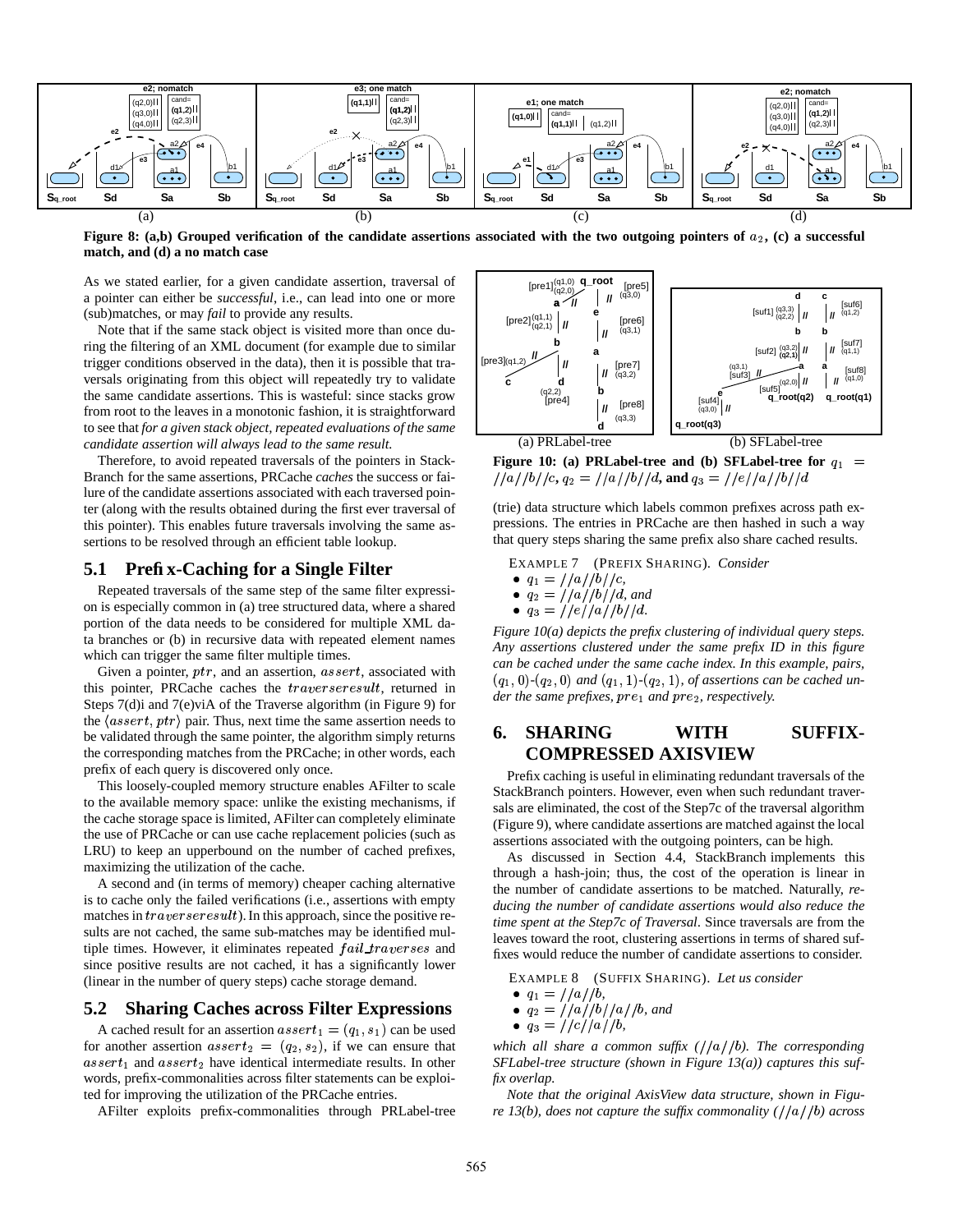Figure 8: (a,b) Grouped verification of the candidate assertions associated with the two outgoing pointers of $a_2$, (c) a successful match, and (d) a no match case

As we stated earlier, for a given candidate assertion, traversal of a pointer can either be *successful*, i.e., can lead into one or more (sub)matches, or may *fail* to provide any results.

Note that if the same stack object is visited more than once during the filtering of an XML document (for example due to similar trigger conditions observed in the data), then it is possible that traversals originating from this object will repeatedly try to validate the same candidate assertions. This is wasteful: since stacks grow from root to the leaves in a monotonic fashion, it is straightforward to see that *for a given stack object, repeated evaluations of the same candidate assertion will always lead to the same result.*

Therefore, to avoid repeated traversals of the pointers in StackBranch for the same assertions, PRCache *caches* the success or failure of the candidate assertions associated with each traversed pointer (along with the results obtained during the first ever traversal of this pointer). This enables future traversals involving the same assertions to be resolved through an efficient table lookup.

## 5.1 Prefix-Caching for a Single Filter

Repeated traversals of the same step of the same filter expression is especially common in (a) tree structured data, where a shared portion of the data needs to be considered for multiple XML data branches or (b) in recursive data with repeated element names which can trigger the same filter multiple times.

Given a pointer, $ptr$, and an assertion, $assert$, associated with this pointer, PRCache caches the $traverseresult$, returned in Steps 7(d)i and 7(e)viA of the Traverse algorithm (in Figure 9) for the $\langle assert, ptr\rangle$ pair. Thus, next time the same assertion needs to be validated through the same pointer, the algorithm simply returns the corresponding matches from the PRCache; in other words, each prefix of each query is discovered only once.

This loosely-coupled memory structure enables AFilter to scale to the available memory space: unlike the existing mechanisms, if the cache storage space is limited, AFilter can completely eliminate the use of PRCache or can use cache replacement policies (such as LRU) to keep an upperbound on the number of cached prefixes, maximizing the utilization of the cache.

A second and (in terms of memory) cheaper caching alternative is to cache only the failed verifications (i.e., assertions with empty matches in $traverseresult$). In this approach, since the positive results are not cached, the same sub-matches may be identified multiple times. However, it eliminates repeated $fail\_traverses$ and since positive results are not cached, it has a significantly lower (linear in the number of query steps) cache storage demand.

## 5.2 Sharing Caches across Filter Expressions

A cached result for an assertion $assert_1 = (q_1, s_1)$ can be used for another assertion $assert_2 = (q_2, s_2)$, if we can ensure that $assert_1$ and $assert_2$ have identical intermediate results. In other words, prefix-commonalities across filter statements can be exploited for improving the utilization of the PRCache entries.

AFilter exploits prefix-commonalities through PRLabel-tree (trie) data structure which labels common prefixes across path expressions. The entries in PRCache are then hashed in such a way that query steps sharing the same prefix also share cached results.

Figure 10: (a) PRLabel-tree and (b) SFLabel-tree for $q_1 = //a//b//c$, $q_2 = //a//b//d$, and $q_3 = //e//a//b//d$

EXAMPLE 7 (PREFIX SHARING). *Consider*

- $q_1 = //a//b//c$,
- $q_2 = //a//b//d$, *and*
- $q_3 = //e//a//b//d$.

*Figure 10(a) depicts the prefix clustering of individual query steps. Any assertions clustered under the same prefix ID in this figure can be cached under the same cache index. In this example, pairs, $(q_1, 0)$-$(q_2, 0)$ and $(q_1, 1)$-$(q_2, 1)$, of assertions can be cached under the same prefixes, $pre_1$ and $pre_2$, respectively.*

# 6. SHARING WITH SUFFIX-COMPRESSED AXISVIEW

Prefix caching is useful in eliminating redundant traversals of the StackBranch pointers. However, even when such redundant traversals are eliminated, the cost of the Step7c of the traversal algorithm (Figure 9), where candidate assertions are matched against the local assertions associated with the outgoing pointers, can be high.

As discussed in Section 4.4, StackBranch implements this through a hash-join; thus, the cost of the operation is linear in the number of candidate assertions to be matched. Naturally, *reducing the number of candidate assertions would also reduce the time spent at the Step7c of Traversal*. Since traversals are from the leaves toward the root, clustering assertions in terms of shared suffixes would reduce the number of candidate assertions to consider.

EXAMPLE 8 (SUFFIX SHARING). *Let us consider*

- $q_1 = //a//b$,
- $q_2 = //a//b//a//b$, *and*
- $q_3 = //c//a//b$,

*which all share a common suffix ($//a//b$). The corresponding SFLabel-tree structure (shown in Figure 13(a)) captures this suffix overlap.*

*Note that the original AxisView data structure, shown in Figure 13(b), does not capture the suffix commonality ($//a//b$) across*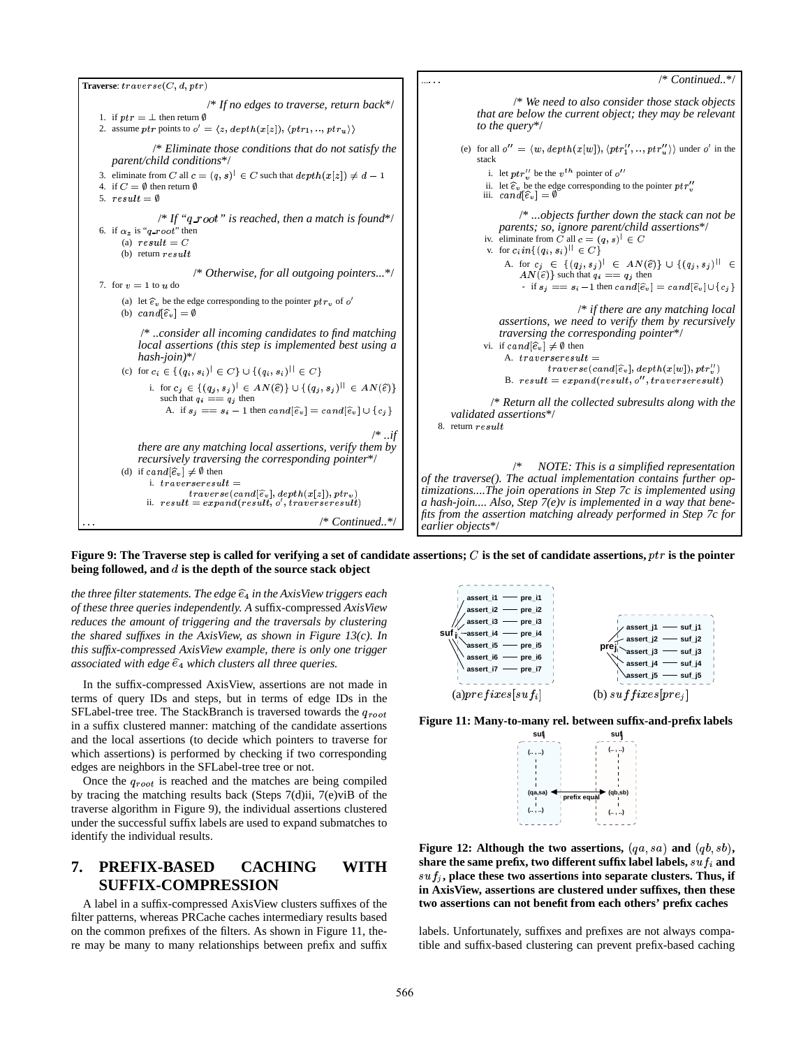```
Traverse: traverse(C, d, ptr)

                                        /* If no edges to traverse, return back*/
1. if ptr = ⊥ then return ∅
2. assume ptr points to o' = ⟨z, depth(x[z]), ⟨ptr_1, .., ptr_u⟩⟩

              /* Eliminate those conditions that do not satisfy the
              parent/child conditions*/
3. eliminate from C all c = (q, s)^| ∈ C such that depth(x[z]) ≠ d − 1
4. if C = ∅ then return ∅
5. result = ∅

                       /* If "q_root" is reached, then a match is found*/
6. if α_z is "q_root" then
   (a) result = C
   (b) return result

                              /* Otherwise, for all outgoing pointers...*/
7. for v = 1 to u do
   (a) let ê_v be the edge corresponding to the pointer ptr_v of o'
   (b) cand[ê_v] = ∅

        /* ..consider all incoming candidates to find matching
        local assertions (this step is implemented best using a
        hash-join)*/
   (c) for c_i ∈ {(q_i, s_i)^| ∈ C} ∪ {(q_i, s_i)^|| ∈ C}
       i. for c_j ∈ {(q_j, s_j)^| ∈ AN(ê)} ∪ {(q_j, s_j)^|| ∈ AN(ê)}
          such that q_i == q_j then
          A. if s_j == s_i − 1 then cand[ê_v] = cand[ê_v] ∪ {c_j}

                                                              /* ..if
        there are any matching local assertions, verify them by
        recursively traversing the corresponding pointer*/
   (d) if cand[ê_v] ≠ ∅ then
       i. traverseresult =
             traverse(cand[ê_v], depth(x[z]), ptr_v)
       ii. result = expand(result, o', traverseresult)
...                                                      /* Continued..*/

....  . .                                                /* Continued..*/

           /* We need to also consider those stack objects
           that are below the current object; they may be relevant
           to the query*/

   (e) for all o'' = ⟨w, depth(x[w]), ⟨ptr''_1, .., ptr''_u⟩⟩ under o' in the
       stack
       i. let ptr''_v be the v^th pointer of o''
       ii. let ê_v be the edge corresponding to the pointer ptr''_v
       iii. cand[ê_v] = ∅

            /* ...objects further down the stack can not be
            parents; so, ignore parent/child assertions*/
       iv. eliminate from C all c = (q, s)^| ∈ C
       v. for c_i in{(q_i, s_i)^|| ∈ C}
          A. for c_j ∈ {(q_j, s_j)^| ∈ AN(ê)} ∪ {(q_j, s_j)^|| ∈
             AN(ê)} such that q_i == q_j then
             - if s_j == s_i − 1 then cand[ê_v] = cand[ê_v] ∪ {c_j}

                                   /* if there are any matching local
            assertions, we need to verify them by recursively
            traversing the corresponding pointer*/
       vi. if cand[ê_v] ≠ ∅ then
           A. traverseresult =
                 traverse(cand[ê_v], depth(x[w]), ptr''_v)
           B. result = expand(result, o'', traverseresult)

           /* Return all the collected subresults along with the
   validated assertions*/
8. return result

              /* NOTE: This is a simplified representation
of the traverse(). The actual implementation contains further op-
timizations....The join operations in Step 7c is implemented using
a hash-join.... Also, Step 7(e)v is implemented in a way that bene-
fits from the assertion matching already performed in Step 7c for
earlier objects*/
```

**Figure 9: The Traverse step is called for verifying a set of candidate assertions; $C$ is the set of candidate assertions, $ptr$ is the pointer being followed, and $d$ is the depth of the source stack object**

*the three filter statements. The edge $\widehat{e}_4$ in the AxisView triggers each of these three queries independently. A* suffix-compressed *AxisView reduces the amount of triggering and the traversals by clustering the shared suffixes in the AxisView, as shown in Figure 13(c). In this suffix-compressed AxisView example, there is only one trigger associated with edge $\widehat{e}_4$ which clusters all three queries.*

In the suffix-compressed AxisView, assertions are not made in terms of query IDs and steps, but in terms of edge IDs in the SFLabel-tree tree. The StackBranch is traversed towards the $q_{root}$ in a suffix clustered manner: matching of the candidate assertions and the local assertions (to decide which pointers to traverse for which assertions) is performed by checking if two corresponding edges are neighbors in the SFLabel-tree tree or not.

Once the $q_{root}$ is reached and the matches are being compiled by tracing the matching results back (Steps 7(d)ii, 7(e)viB of the traverse algorithm in Figure 9), the individual assertions clustered under the successful suffix labels are used to expand submatches to identify the individual results.

## 7. PREFIX-BASED CACHING WITH SUFFIX-COMPRESSION

A label in a suffix-compressed AxisView clusters suffixes of the filter patterns, whereas PRCache caches intermediary results based on the common prefixes of the filters. As shown in Figure 11, there may be many to many relationships between prefix and suffix labels. Unfortunately, suffixes and prefixes are not always compatible and suffix-based clustering can prevent prefix-based caching

(a) $prefixes[suf_i]$ (b) $suffixes[pre_j]$

**Figure 11: Many-to-many rel. between suffix-and-prefix labels**

**Figure 12: Although the two assertions, $(qa, sa)$ and $(qb, sb)$, share the same prefix, two different suffix label labels, $suf_i$ and $suf_j$, place these two assertions into separate clusters. Thus, if in AxisView, assertions are clustered under suffixes, then these two assertions can not benefit from each others' prefix caches**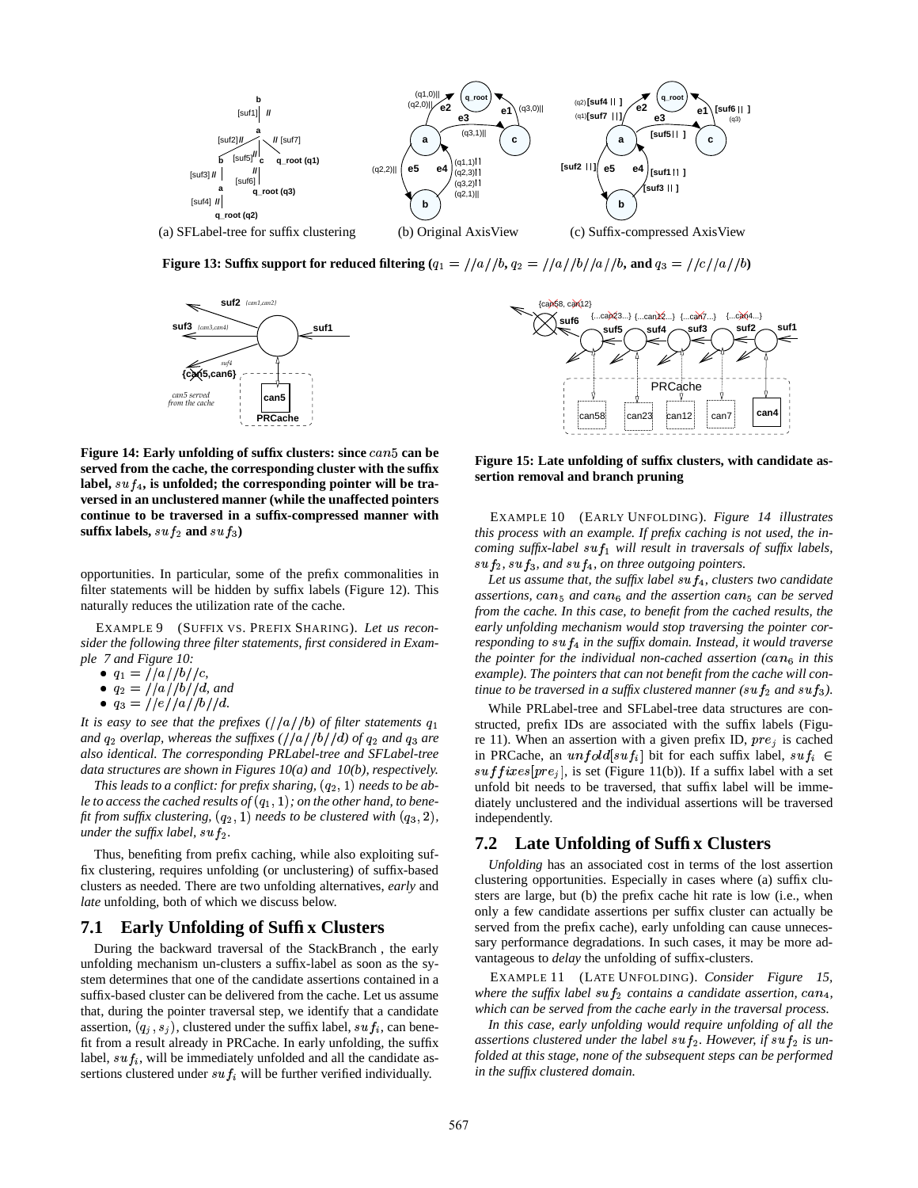(a) SFLabel-tree for suffix clustering (b) Original AxisView (c) Suffix-compressed AxisView

**Figure 13: Suffix support for reduced filtering ($q_1 = //a//b$, $q_2 = //a//b//a//b$, and $q_3 = //c//a//b$)**

**Figure 14: Early unfolding of suffix clusters: since $can5$ can be served from the cache, the corresponding cluster with the suffix label, $suf_4$, is unfolded; the corresponding pointer will be traversed in an unclustered manner (while the unaffected pointers continue to be traversed in a suffix-compressed manner with suffix labels, $suf_2$ and $suf_3$)**

**Figure 15: Late unfolding of suffix clusters, with candidate assertion removal and branch pruning**

opportunities. In particular, some of the prefix commonalities in filter statements will be hidden by suffix labels (Figure 12). This naturally reduces the utilization rate of the cache.

EXAMPLE 9 (SUFFIX VS. PREFIX SHARING). *Let us reconsider the following three filter statements, first considered in Example 7 and Figure 10:*

- $q_1 = //a//b//c$,
- $q_2 = //a//b//d$, *and*
- $q_3 = //e//a//b//d$.

*It is easy to see that the prefixes ($//a//b$) of filter statements $q_1$ and $q_2$ overlap, whereas the suffixes ($//a//b//d$) of $q_2$ and $q_3$ are also identical. The corresponding PRLabel-tree and SFLabel-tree data structures are shown in Figures 10(a) and 10(b), respectively.*

*This leads to a conflict: for prefix sharing, $(q_2, 1)$ needs to be able to access the cached results of $(q_1, 1)$; on the other hand, to benefit from suffix clustering, $(q_2, 1)$ needs to be clustered with $(q_3, 2)$, under the suffix label, $suf_2$.*

Thus, benefiting from prefix caching, while also exploiting suffix clustering, requires unfolding (or unclustering) of suffix-based clusters as needed. There are two unfolding alternatives, *early* and *late* unfolding, both of which we discuss below.

## 7.1 Early Unfolding of Suffix Clusters

During the backward traversal of the StackBranch, the early unfolding mechanism un-clusters a suffix-label as soon as the system determines that one of the candidate assertions contained in a suffix-based cluster can be delivered from the cache. Let us assume that, during the pointer traversal step, we identify that a candidate assertion, $(q_j, s_j)$, clustered under the suffix label, $suf_i$, can benefit from a result already in PRCache. In early unfolding, the suffix label, $suf_i$, will be immediately unfolded and all the candidate assertions clustered under $suf_i$ will be further verified individually.

EXAMPLE 10 (EARLY UNFOLDING). *Figure 14 illustrates this process with an example. If prefix caching is not used, the incoming suffix-label $suf_1$ will result in traversals of suffix labels, $suf_2$, $suf_3$, and $suf_4$, on three outgoing pointers.*

*Let us assume that, the suffix label $suf_4$, clusters two candidate assertions, $can_5$ and $can_6$ and the assertion $can_5$ can be served from the cache. In this case, to benefit from the cached results, the early unfolding mechanism would stop traversing the pointer corresponding to $suf_4$ in the suffix domain. Instead, it would traverse the pointer for the individual non-cached assertion ($can_6$ in this example). The pointers that can not benefit from the cache will continue to be traversed in a suffix clustered manner ($suf_2$ and $suf_3$).*

While PRLabel-tree and SFLabel-tree data structures are constructed, prefix IDs are associated with the suffix labels (Figure 11). When an assertion with a given prefix ID, $pre_j$ is cached in PRCache, an $unfold[suf_i]$ bit for each suffix label, $suf_i \in suffixes[pre_j]$, is set (Figure 11(b)). If a suffix label with a set unfold bit needs to be traversed, that suffix label will be immediately unclustered and the individual assertions will be traversed independently.

## 7.2 Late Unfolding of Suffix Clusters

*Unfolding* has an associated cost in terms of the lost assertion clustering opportunities. Especially in cases where (a) suffix clusters are large, but (b) the prefix cache hit rate is low (i.e., when only a few candidate assertions per suffix cluster can actually be served from the prefix cache), early unfolding can cause unnecessary performance degradations. In such cases, it may be more advantageous to *delay* the unfolding of suffix-clusters.

EXAMPLE 11 (LATE UNFOLDING). *Consider Figure 15, where the suffix label $suf_2$ contains a candidate assertion, $can_4$, which can be served from the cache early in the traversal process.*

*In this case, early unfolding would require unfolding of all the assertions clustered under the label $suf_2$. However, if $suf_2$ is unfolded at this stage, none of the subsequent steps can be performed in the suffix clustered domain.*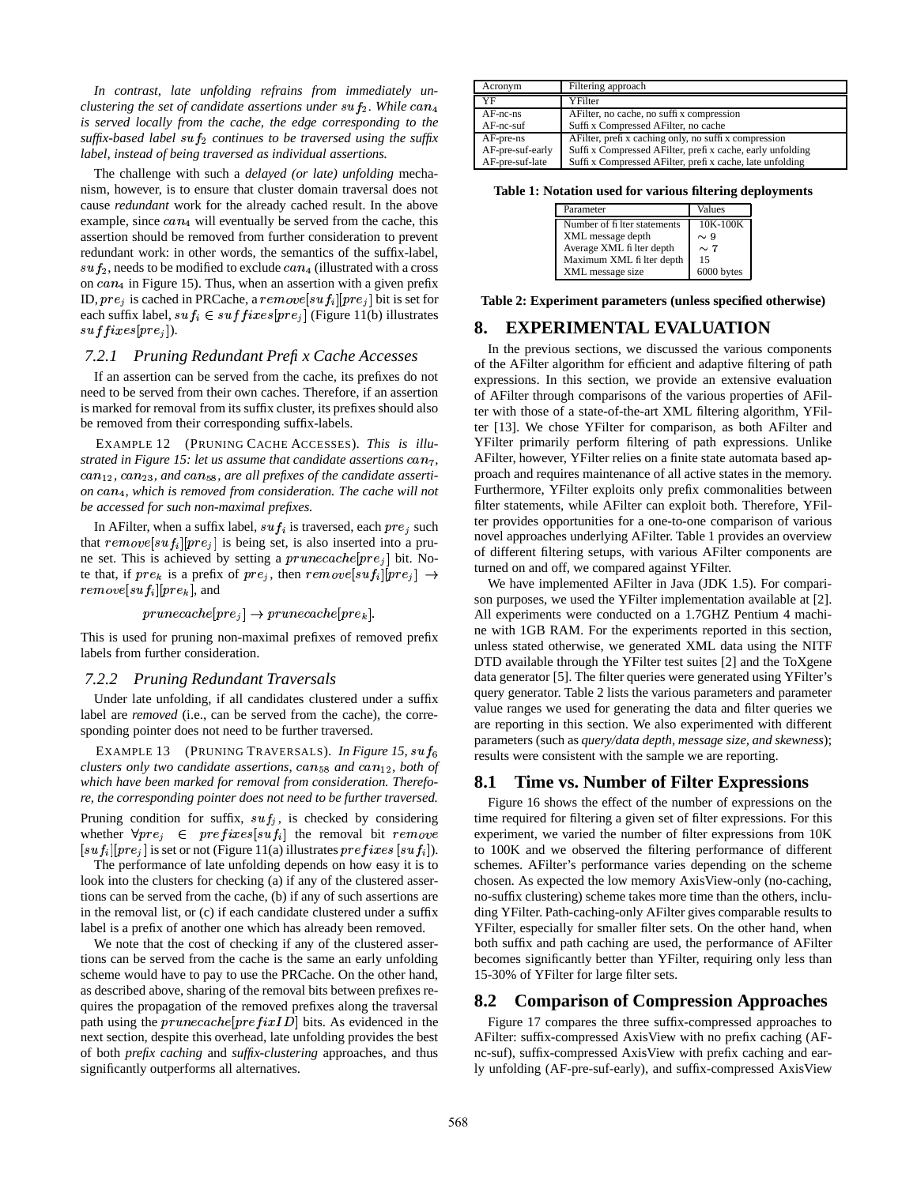*In contrast, late unfolding refrains from immediately unclustering the set of candidate assertions under $suf_2$. While $can_4$ is served locally from the cache, the edge corresponding to the suffix-based label $suf_2$ continues to be traversed using the suffix label, instead of being traversed as individual assertions.*

The challenge with such a *delayed (or late) unfolding* mechanism, however, is to ensure that cluster domain traversal does not cause *redundant* work for the already cached result. In the above example, since $can_4$ will eventually be served from the cache, this assertion should be removed from further consideration to prevent redundant work: in other words, the semantics of the suffix-label, $suf_2$, needs to be modified to exclude $can_4$ (illustrated with a cross on $can_4$ in Figure 15). Thus, when an assertion with a given prefix ID, $pre_j$ is cached in PRCache, a $remove[suf_i][pre_j]$ bit is set for each suffix label, $suf_i \in suffixes[pre_j]$ (Figure 11(b) illustrates $suffixes[pre_j]$).

### 7.2.1 Pruning Redundant Prefix Cache Accesses

If an assertion can be served from the cache, its prefixes do not need to be served from their own caches. Therefore, if an assertion is marked for removal from its suffix cluster, its prefixes should also be removed from their corresponding suffix-labels.

EXAMPLE 12 (PRUNING CACHE ACCESSES). *This is illustrated in Figure 15: let us assume that candidate assertions $can_7$, $can_{12}$, $can_{23}$, and $can_{58}$, are all prefixes of the candidate assertion $can_4$, which is removed from consideration. The cache will not be accessed for such non-maximal prefixes.*

In AFilter, when a suffix label, $suf_i$ is traversed, each $pre_j$ such that $remove[suf_i][pre_j]$ is being set, is also inserted into a prune set. This is achieved by setting a $prunecache[pre_j]$ bit. Note that, if $pre_k$ is a prefix of $pre_j$, then $remove[suf_i][pre_j] \rightarrow remove[suf_i][pre_k]$, and

$$prunecache[pre_j] \rightarrow prunecache[pre_k].$$

This is used for pruning non-maximal prefixes of removed prefix labels from further consideration.

### 7.2.2 Pruning Redundant Traversals

Under late unfolding, if all candidates clustered under a suffix label are *removed* (i.e., can be served from the cache), the corresponding pointer does not need to be further traversed.

EXAMPLE 13 (PRUNING TRAVERSALS). *In Figure 15, $suf_6$ clusters only two candidate assertions, $can_{58}$ and $can_{12}$, both of which have been marked for removal from consideration. Therefore, the corresponding pointer does not need to be further traversed.*

Pruning condition for suffix, $suf_j$, is checked by considering whether $\forall pre_j \in prefixes[suf_i]$ the removal bit $remove[suf_i][pre_j]$ is set or not (Figure 11(a) illustrates $prefixes[suf_i]$).

The performance of late unfolding depends on how easy it is to look into the clusters for checking (a) if any of the clustered assertions can be served from the cache, (b) if any of such assertions are in the removal list, or (c) if each candidate clustered under a suffix label is a prefix of another one which has already been removed.

We note that the cost of checking if any of the clustered assertions can be served from the cache is the same an early unfolding scheme would have to pay to use the PRCache. On the other hand, as described above, sharing of the removal bits between prefixes requires the propagation of the removed prefixes along the traversal path using the $prunecache[prefixID]$ bits. As evidenced in the next section, despite this overhead, late unfolding provides the best of both *prefix caching* and *suffix-clustering* approaches, and thus significantly outperforms all alternatives.

| Acronym | Filtering approach |
|---|---|
| YF | YFilter |
| AF-nc-ns | AFilter, no cache, no suffix compression |
| AF-nc-suf | Suffix Compressed AFilter, no cache |
| AF-pre-ns | AFilter, prefix caching only, no suffix compression |
| AF-pre-suf-early | Suffix Compressed AFilter, prefix cache, early unfolding |
| AF-pre-suf-late | Suffix Compressed AFilter, prefix cache, late unfolding |

**Table 1: Notation used for various filtering deployments**

| Parameter | Values |
|---|---|
| Number of filter statements | 10K-100K |
| XML message depth | $\sim 9$ |
| Average XML filter depth | $\sim 7$ |
| Maximum XML filter depth | 15 |
| XML message size | 6000 bytes |

**Table 2: Experiment parameters (unless specified otherwise)**

## 8. EXPERIMENTAL EVALUATION

In the previous sections, we discussed the various components of the AFilter algorithm for efficient and adaptive filtering of path expressions. In this section, we provide an extensive evaluation of AFilter through comparisons of the various properties of AFilter with those of a state-of-the-art XML filtering algorithm, YFilter [13]. We chose YFilter for comparison, as both AFilter and YFilter primarily perform filtering of path expressions. Unlike AFilter, however, YFilter relies on a finite state automata based approach and requires maintenance of all active states in the memory. Furthermore, YFilter exploits only prefix commonalities between filter statements, while AFilter can exploit both. Therefore, YFilter provides opportunities for a one-to-one comparison of various novel approaches underlying AFilter. Table 1 provides an overview of different filtering setups, with various AFilter components are turned on and off, we compared against YFilter.

We have implemented AFilter in Java (JDK 1.5). For comparison purposes, we used the YFilter implementation available at [2]. All experiments were conducted on a 1.7GHZ Pentium 4 machine with 1GB RAM. For the experiments reported in this section, unless stated otherwise, we generated XML data using the NITF DTD available through the YFilter test suites [2] and the ToXgene data generator [5]. The filter queries were generated using YFilter's query generator. Table 2 lists the various parameters and parameter value ranges we used for generating the data and filter queries we are reporting in this section. We also experimented with different parameters (such as *query/data depth, message size, and skewness*); results were consistent with the sample we are reporting.

### 8.1 Time vs. Number of Filter Expressions

Figure 16 shows the effect of the number of expressions on the time required for filtering a given set of filter expressions. For this experiment, we varied the number of filter expressions from 10K to 100K and we observed the filtering performance of different schemes. AFilter's performance varies depending on the scheme chosen. As expected the low memory AxisView-only (no-caching, no-suffix clustering) scheme takes more time than the others, including YFilter. Path-caching-only AFilter gives comparable results to YFilter, especially for smaller filter sets. On the other hand, when both suffix and path caching are used, the performance of AFilter becomes significantly better than YFilter, requiring only less than 15-30% of YFilter for large filter sets.

### 8.2 Comparison of Compression Approaches

Figure 17 compares the three suffix-compressed approaches to AFilter: suffix-compressed AxisView with no prefix caching (AF-nc-suf), suffix-compressed AxisView with prefix caching and early unfolding (AF-pre-suf-early), and suffix-compressed AxisView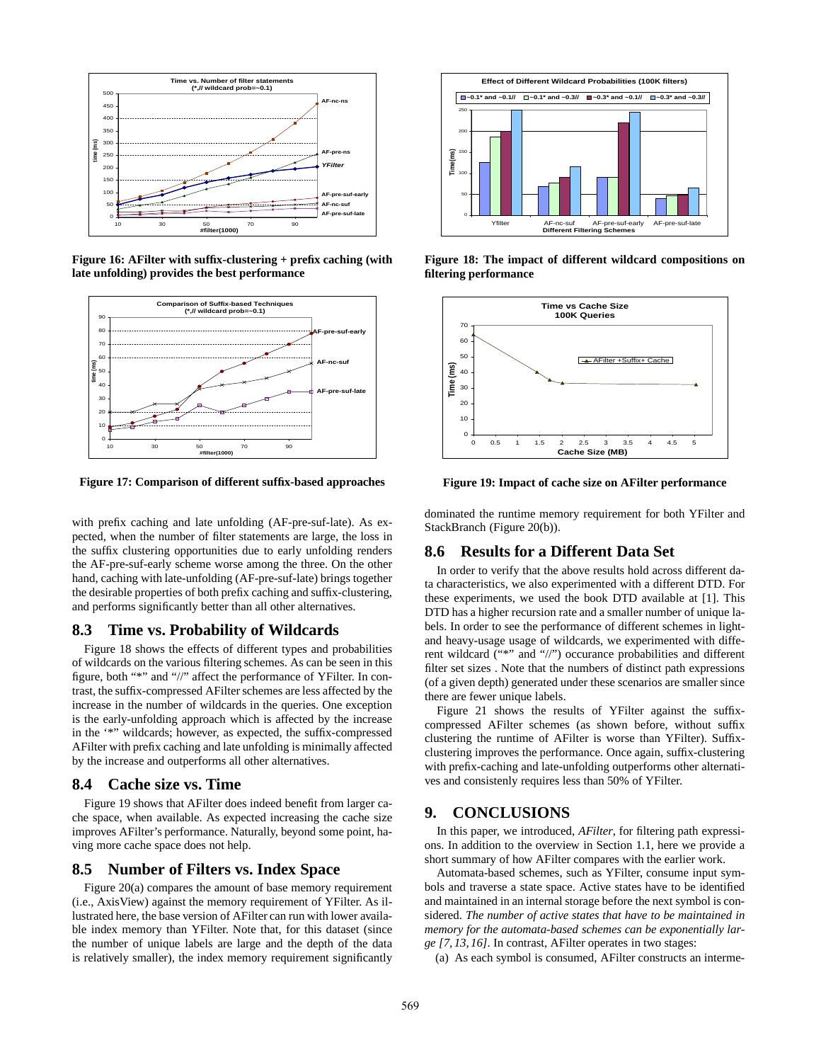Figure 16: AFilter with suffix-clustering + prefix caching (with late unfolding) provides the best performance

Figure 17: Comparison of different suffix-based approaches

with prefix caching and late unfolding (AF-pre-suf-late). As expected, when the number of filter statements are large, the loss in the suffix clustering opportunities due to early unfolding renders the AF-pre-suf-early scheme worse among the three. On the other hand, caching with late-unfolding (AF-pre-suf-late) brings together the desirable properties of both prefix caching and suffix-clustering, and performs significantly better than all other alternatives.

## 8.3 Time vs. Probability of Wildcards

Figure 18 shows the effects of different types and probabilities of wildcards on the various filtering schemes. As can be seen in this figure, both "*" and "//" affect the performance of YFilter. In contrast, the suffix-compressed AFilter schemes are less affected by the increase in the number of wildcards in the queries. One exception is the early-unfolding approach which is affected by the increase in the '*" wildcards; however, as expected, the suffix-compressed AFilter with prefix caching and late unfolding is minimally affected by the increase and outperforms all other alternatives.

## 8.4 Cache size vs. Time

Figure 19 shows that AFilter does indeed benefit from larger cache space, when available. As expected increasing the cache size improves AFilter's performance. Naturally, beyond some point, having more cache space does not help.

## 8.5 Number of Filters vs. Index Space

Figure 20(a) compares the amount of base memory requirement (i.e., AxisView) against the memory requirement of YFilter. As illustrated here, the base version of AFilter can run with lower available index memory than YFilter. Note that, for this dataset (since the number of unique labels are large and the depth of the data is relatively smaller), the index memory requirement significantly dominated the runtime memory requirement for both YFilter and StackBranch (Figure 20(b)).

Figure 18: The impact of different wildcard compositions on filtering performance

Figure 19: Impact of cache size on AFilter performance

## 8.6 Results for a Different Data Set

In order to verify that the above results hold across different data characteristics, we also experimented with a different DTD. For these experiments, we used the book DTD available at [1]. This DTD has a higher recursion rate and a smaller number of unique labels. In order to see the performance of different schemes in light- and heavy-usage usage of wildcards, we experimented with different wildcard ("*" and "//") occurance probabilities and different filter set sizes . Note that the numbers of distinct path expressions (of a given depth) generated under these scenarios are smaller since there are fewer unique labels.

Figure 21 shows the results of YFilter against the suffix-compressed AFilter schemes (as shown before, without suffix clustering the runtime of AFilter is worse than YFilter). Suffix-clustering improves the performance. Once again, suffix-clustering with prefix-caching and late-unfolding outperforms other alternatives and consistenly requires less than 50% of YFilter.

# 9. CONCLUSIONS

In this paper, we introduced, *AFilter*, for filtering path expressions. In addition to the overview in Section 1.1, here we provide a short summary of how AFilter compares with the earlier work.

Automata-based schemes, such as YFilter, consume input symbols and traverse a state space. Active states have to be identified and maintained in an internal storage before the next symbol is considered. *The number of active states that have to be maintained in memory for the automata-based schemes can be exponentially large [7, 13, 16]*. In contrast, AFilter operates in two stages:

(a) As each symbol is consumed, AFilter constructs an interme-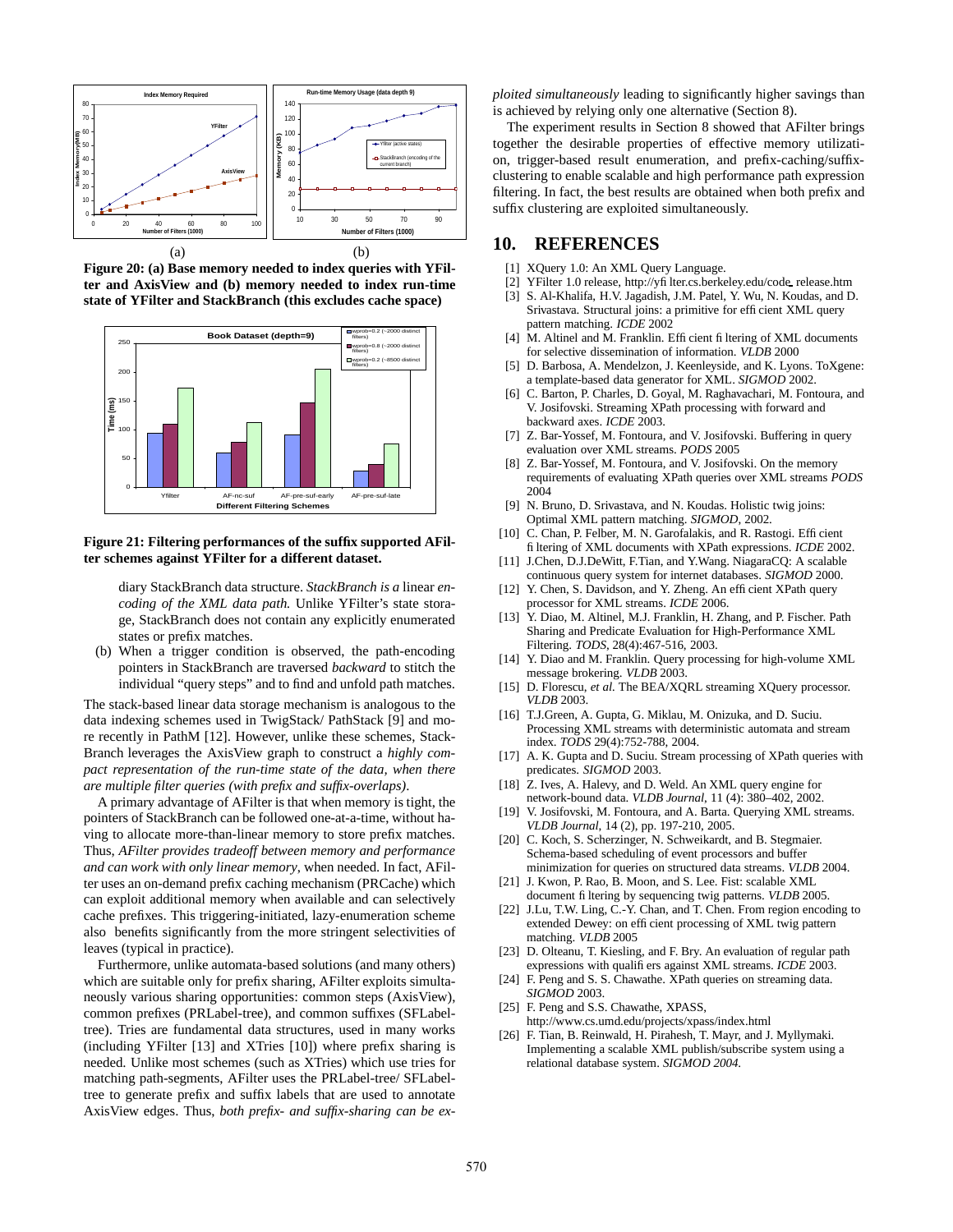Index Memory Required

80, 70, 60, 50, 40, 30, 20, 10, 0

Index Memory(MB)

YFilter

AxisView

0, 20, 40, 60, 80, 100

Number of Filters (1000)

Run-time Memory Usage (data depth 9)

140, 120, 100, 80, 60, 40, 20, 0

Memory (KB)

YFilter (active states)

StackBranch (encoding of the current branch)

10, 30, 50, 70, 90

Number of Filters (1000)

(a) (b)

**Figure 20: (a) Base memory needed to index queries with YFilter and AxisView and (b) memory needed to index run-time state of YFilter and StackBranch (this excludes cache space)**

Book Dataset (depth=9)

wprob=0.2 (~2000 distinct filters)

wprob=0.8 (~2000 distinct filters)

wprob=0.2 (~8500 distinct filters)

250, 200, 150, 100, 50, 0

Time (ms)

Yfilter, AF-nc-suf, AF-pre-suf-early, AF-pre-suf-late

Different Filtering Schemes

**Figure 21: Filtering performances of the suffix supported AFilter schemes against YFilter for a different dataset.**

diary StackBranch data structure. *StackBranch is a* linear *encoding of the XML data path.* Unlike YFilter's state storage, StackBranch does not contain any explicitly enumerated states or prefix matches.

(b) When a trigger condition is observed, the path-encoding pointers in StackBranch are traversed *backward* to stitch the individual "query steps" and to find and unfold path matches.

The stack-based linear data storage mechanism is analogous to the data indexing schemes used in TwigStack/ PathStack [9] and more recently in PathM [12]. However, unlike these schemes, StackBranch leverages the AxisView graph to construct a *highly compact representation of the run-time state of the data, when there are multiple filter queries (with prefix and suffix-overlaps)*.

A primary advantage of AFilter is that when memory is tight, the pointers of StackBranch can be followed one-at-a-time, without having to allocate more-than-linear memory to store prefix matches. Thus, *AFilter provides tradeoff between memory and performance and can work with only linear memory*, when needed. In fact, AFilter uses an on-demand prefix caching mechanism (PRCache) which can exploit additional memory when available and can selectively cache prefixes. This triggering-initiated, lazy-enumeration scheme also benefits significantly from the more stringent selectivities of leaves (typical in practice).

Furthermore, unlike automata-based solutions (and many others) which are suitable only for prefix sharing, AFilter exploits simultaneously various sharing opportunities: common steps (AxisView), common prefixes (PRLabel-tree), and common suffixes (SFLabel-tree). Tries are fundamental data structures, used in many works (including YFilter [13] and XTries [10]) where prefix sharing is needed. Unlike most schemes (such as XTries) which use tries for matching path-segments, AFilter uses the PRLabel-tree/ SFLabel-tree to generate prefix and suffix labels that are used to annotate AxisView edges. Thus, *both prefix- and suffix-sharing can be exploited simultaneously* leading to significantly higher savings than is achieved by relying only one alternative (Section 8).

The experiment results in Section 8 showed that AFilter brings together the desirable properties of effective memory utilization, trigger-based result enumeration, and prefix-caching/suffix-clustering to enable scalable and high performance path expression filtering. In fact, the best results are obtained when both prefix and suffix clustering are exploited simultaneously.

## 10. REFERENCES

[1] XQuery 1.0: An XML Query Language.

[2] YFilter 1.0 release, http://yfilter.cs.berkeley.edu/code_release.htm

[3] S. Al-Khalifa, H.V. Jagadish, J.M. Patel, Y. Wu, N. Koudas, and D. Srivastava. Structural joins: a primitive for efficient XML query pattern matching. *ICDE* 2002

[4] M. Altinel and M. Franklin. Efficient filtering of XML documents for selective dissemination of information. *VLDB* 2000

[5] D. Barbosa, A. Mendelzon, J. Keenleyside, and K. Lyons. ToXgene: a template-based data generator for XML. *SIGMOD* 2002.

[6] C. Barton, P. Charles, D. Goyal, M. Raghavachari, M. Fontoura, and V. Josifovski. Streaming XPath processing with forward and backward axes. *ICDE* 2003.

[7] Z. Bar-Yossef, M. Fontoura, and V. Josifovski. Buffering in query evaluation over XML streams. *PODS* 2005

[8] Z. Bar-Yossef, M. Fontoura, and V. Josifovski. On the memory requirements of evaluating XPath queries over XML streams *PODS* 2004

[9] N. Bruno, D. Srivastava, and N. Koudas. Holistic twig joins: Optimal XML pattern matching. *SIGMOD*, 2002.

[10] C. Chan, P. Felber, M. N. Garofalakis, and R. Rastogi. Efficient filtering of XML documents with XPath expressions. *ICDE* 2002.

[11] J.Chen, D.J.DeWitt, F.Tian, and Y.Wang. NiagaraCQ: A scalable continuous query system for internet databases. *SIGMOD* 2000.

[12] Y. Chen, S. Davidson, and Y. Zheng. An efficient XPath query processor for XML streams. *ICDE* 2006.

[13] Y. Diao, M. Altinel, M.J. Franklin, H. Zhang, and P. Fischer. Path Sharing and Predicate Evaluation for High-Performance XML Filtering. *TODS*, 28(4):467-516, 2003.

[14] Y. Diao and M. Franklin. Query processing for high-volume XML message brokering. *VLDB* 2003.

[15] D. Florescu, *et al.* The BEA/XQRL streaming XQuery processor. *VLDB* 2003.

[16] T.J.Green, A. Gupta, G. Miklau, M. Onizuka, and D. Suciu. Processing XML streams with deterministic automata and stream index. *TODS* 29(4):752-788, 2004.

[17] A. K. Gupta and D. Suciu. Stream processing of XPath queries with predicates. *SIGMOD* 2003.

[18] Z. Ives, A. Halevy, and D. Weld. An XML query engine for network-bound data. *VLDB Journal*, 11 (4): 380–402, 2002.

[19] V. Josifovski, M. Fontoura, and A. Barta. Querying XML streams. *VLDB Journal*, 14 (2), pp. 197-210, 2005.

[20] C. Koch, S. Scherzinger, N. Schweikardt, and B. Stegmaier. Schema-based scheduling of event processors and buffer minimization for queries on structured data streams. *VLDB* 2004.

[21] J. Kwon, P. Rao, B. Moon, and S. Lee. Fist: scalable XML document filtering by sequencing twig patterns. *VLDB* 2005.

[22] J.Lu, T.W. Ling, C.-Y. Chan, and T. Chen. From region encoding to extended Dewey: on efficient processing of XML twig pattern matching. *VLDB* 2005

[23] D. Olteanu, T. Kiesling, and F. Bry. An evaluation of regular path expressions with qualifiers against XML streams. *ICDE* 2003.

[24] F. Peng and S. S. Chawathe. XPath queries on streaming data. *SIGMOD* 2003.

[25] F. Peng and S.S. Chawathe, XPASS, http://www.cs.umd.edu/projects/xpass/index.html

[26] F. Tian, B. Reinwald, H. Pirahesh, T. Mayr, and J. Myllymaki. Implementing a scalable XML publish/subscribe system using a relational database system. *SIGMOD 2004.*